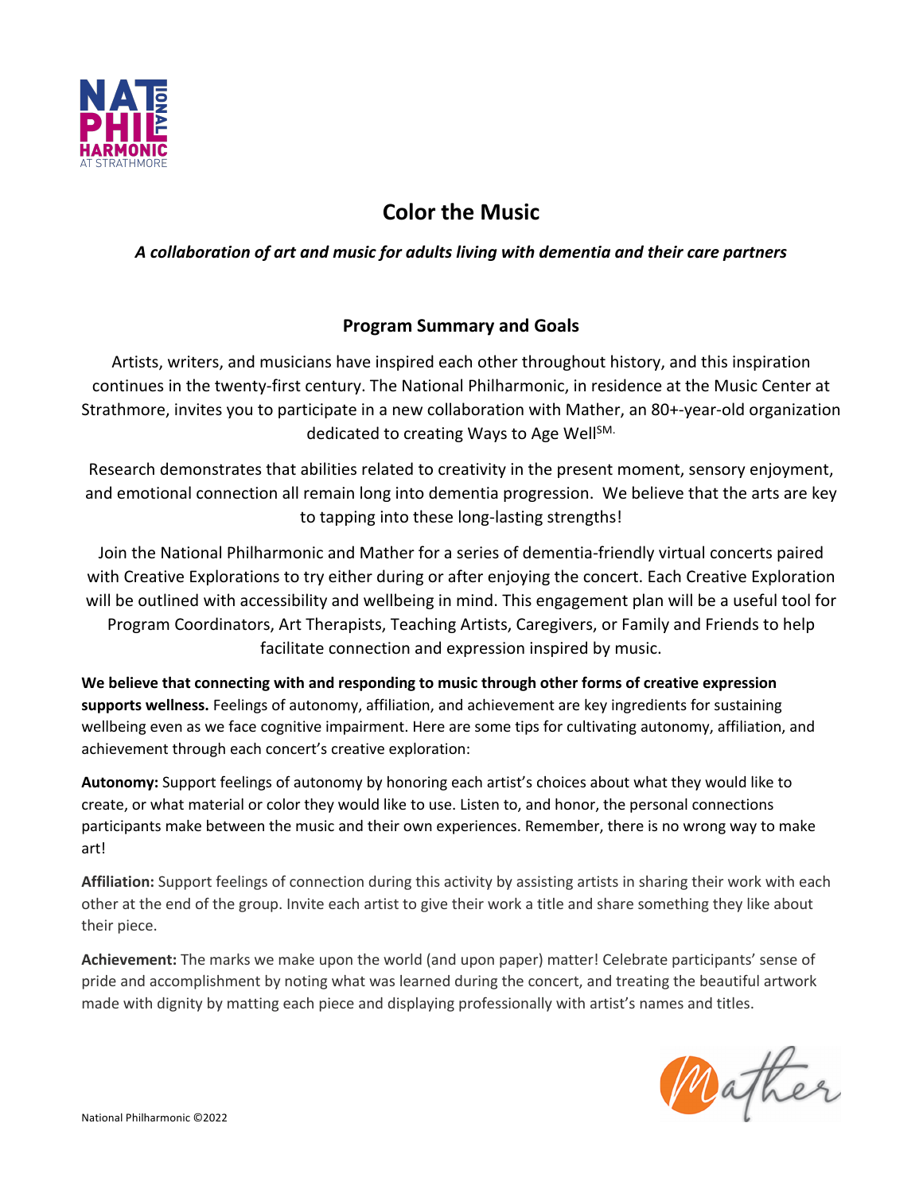# Color the Music

***A collaboration of art and music for adults living with dementia and their care partners***

## Program Summary and Goals

Artists, writers, and musicians have inspired each other throughout history, and this inspiration continues in the twenty-first century. The National Philharmonic, in residence at the Music Center at Strathmore, invites you to participate in a new collaboration with Mather, an 80+-year-old organization dedicated to creating Ways to Age Well[SM.]

Research demonstrates that abilities related to creativity in the present moment, sensory enjoyment, and emotional connection all remain long into dementia progression. We believe that the arts are key to tapping into these long-lasting strengths!

Join the National Philharmonic and Mather for a series of dementia-friendly virtual concerts paired with Creative Explorations to try either during or after enjoying the concert. Each Creative Exploration will be outlined with accessibility and wellbeing in mind. This engagement plan will be a useful tool for Program Coordinators, Art Therapists, Teaching Artists, Caregivers, or Family and Friends to help facilitate connection and expression inspired by music.

**We believe that connecting with and responding to music through other forms of creative expression supports wellness.** Feelings of autonomy, affiliation, and achievement are key ingredients for sustaining wellbeing even as we face cognitive impairment. Here are some tips for cultivating autonomy, affiliation, and achievement through each concert's creative exploration:

**Autonomy:** Support feelings of autonomy by honoring each artist's choices about what they would like to create, or what material or color they would like to use. Listen to, and honor, the personal connections participants make between the music and their own experiences. Remember, there is no wrong way to make art!

**Affiliation:** Support feelings of connection during this activity by assisting artists in sharing their work with each other at the end of the group. Invite each artist to give their work a title and share something they like about their piece.

**Achievement:** The marks we make upon the world (and upon paper) matter! Celebrate participants' sense of pride and accomplishment by noting what was learned during the concert, and treating the beautiful artwork made with dignity by matting each piece and displaying professionally with artist's names and titles.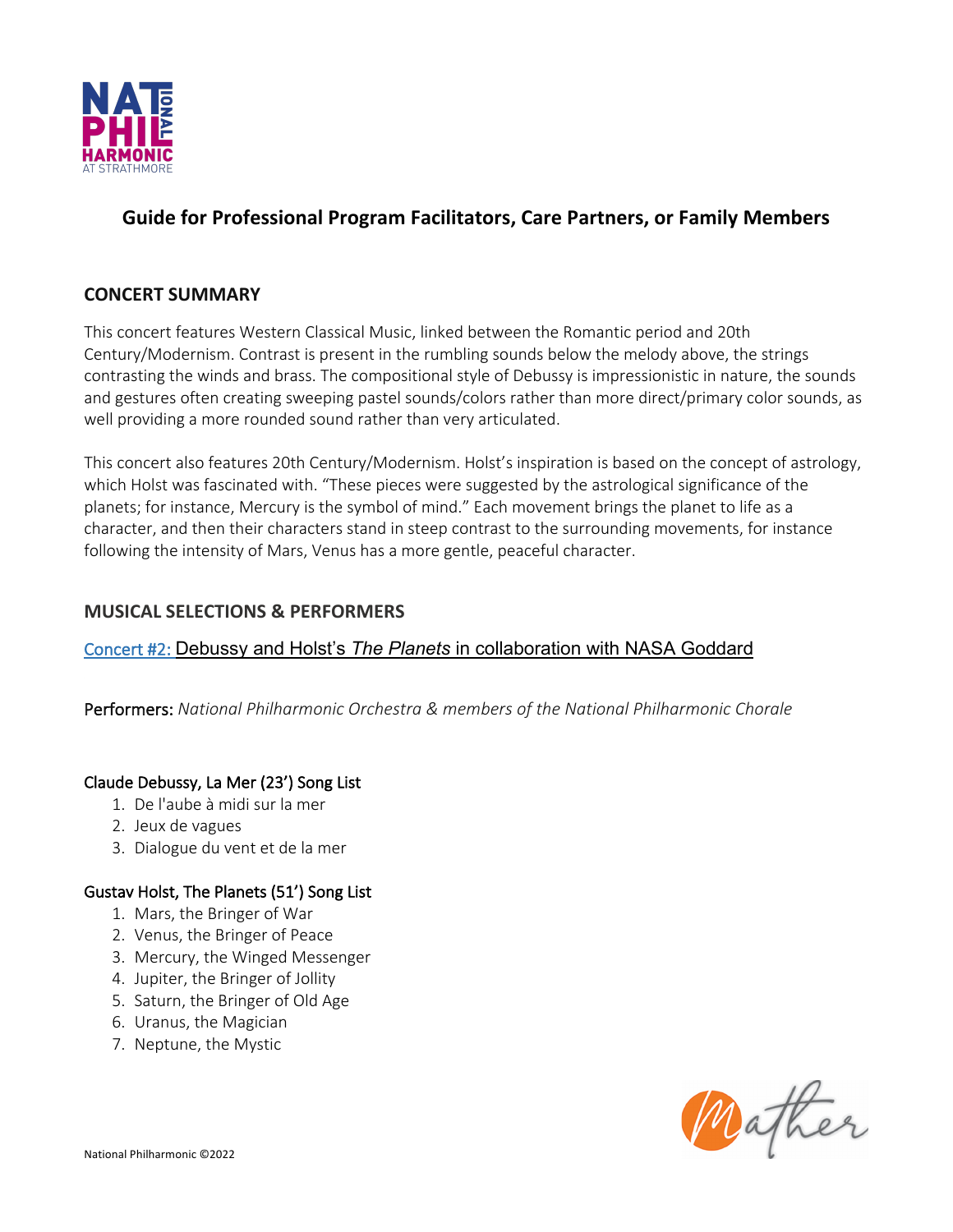## Guide for Professional Program Facilitators, Care Partners, or Family Members

### CONCERT SUMMARY

This concert features Western Classical Music, linked between the Romantic period and 20th Century/Modernism. Contrast is present in the rumbling sounds below the melody above, the strings contrasting the winds and brass. The compositional style of Debussy is impressionistic in nature, the sounds and gestures often creating sweeping pastel sounds/colors rather than more direct/primary color sounds, as well providing a more rounded sound rather than very articulated.

This concert also features 20th Century/Modernism. Holst's inspiration is based on the concept of astrology, which Holst was fascinated with. "These pieces were suggested by the astrological significance of the planets; for instance, Mercury is the symbol of mind." Each movement brings the planet to life as a character, and then their characters stand in steep contrast to the surrounding movements, for instance following the intensity of Mars, Venus has a more gentle, peaceful character.

### MUSICAL SELECTIONS & PERFORMERS

Concert #2: Debussy and Holst's *The Planets* in collaboration with NASA Goddard

Performers: *National Philharmonic Orchestra & members of the National Philharmonic Chorale*

Claude Debussy, La Mer (23') Song List

1. De l'aube à midi sur la mer
2. Jeux de vagues
3. Dialogue du vent et de la mer

Gustav Holst, The Planets (51') Song List

1. Mars, the Bringer of War
2. Venus, the Bringer of Peace
3. Mercury, the Winged Messenger
4. Jupiter, the Bringer of Jollity
5. Saturn, the Bringer of Old Age
6. Uranus, the Magician
7. Neptune, the Mystic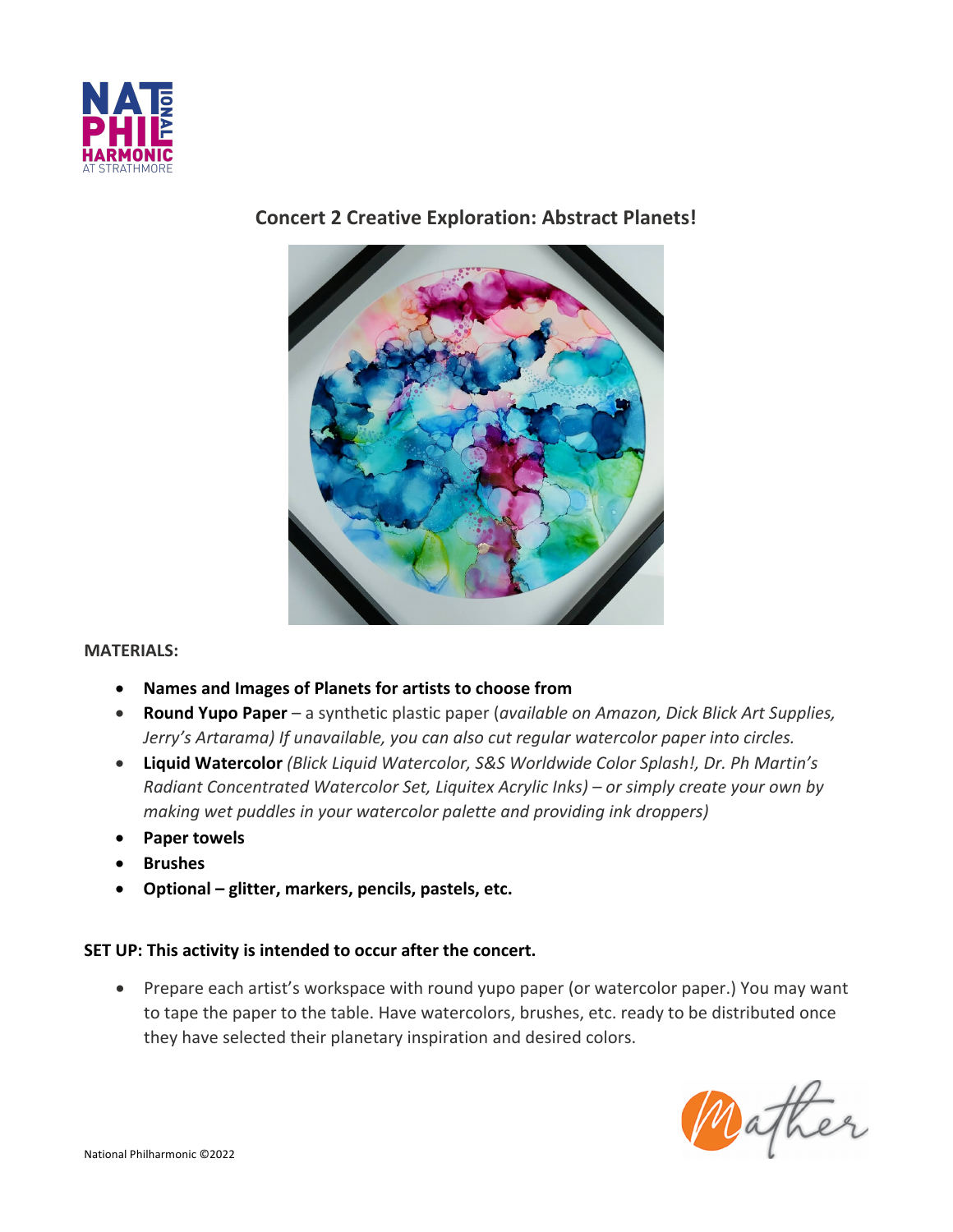## Concert 2 Creative Exploration: Abstract Planets!

**MATERIALS:**

- **Names and Images of Planets for artists to choose from**
- **Round Yupo Paper** – a synthetic plastic paper (*available on Amazon, Dick Blick Art Supplies, Jerry's Artarama) If unavailable, you can also cut regular watercolor paper into circles.*
- **Liquid Watercolor** *(Blick Liquid Watercolor, S&S Worldwide Color Splash!, Dr. Ph Martin's Radiant Concentrated Watercolor Set, Liquitex Acrylic Inks) – or simply create your own by making wet puddles in your watercolor palette and providing ink droppers)*
- **Paper towels**
- **Brushes**
- **Optional – glitter, markers, pencils, pastels, etc.**

**SET UP: This activity is intended to occur after the concert.**

- Prepare each artist's workspace with round yupo paper (or watercolor paper.) You may want to tape the paper to the table. Have watercolors, brushes, etc. ready to be distributed once they have selected their planetary inspiration and desired colors.

National Philharmonic ©2022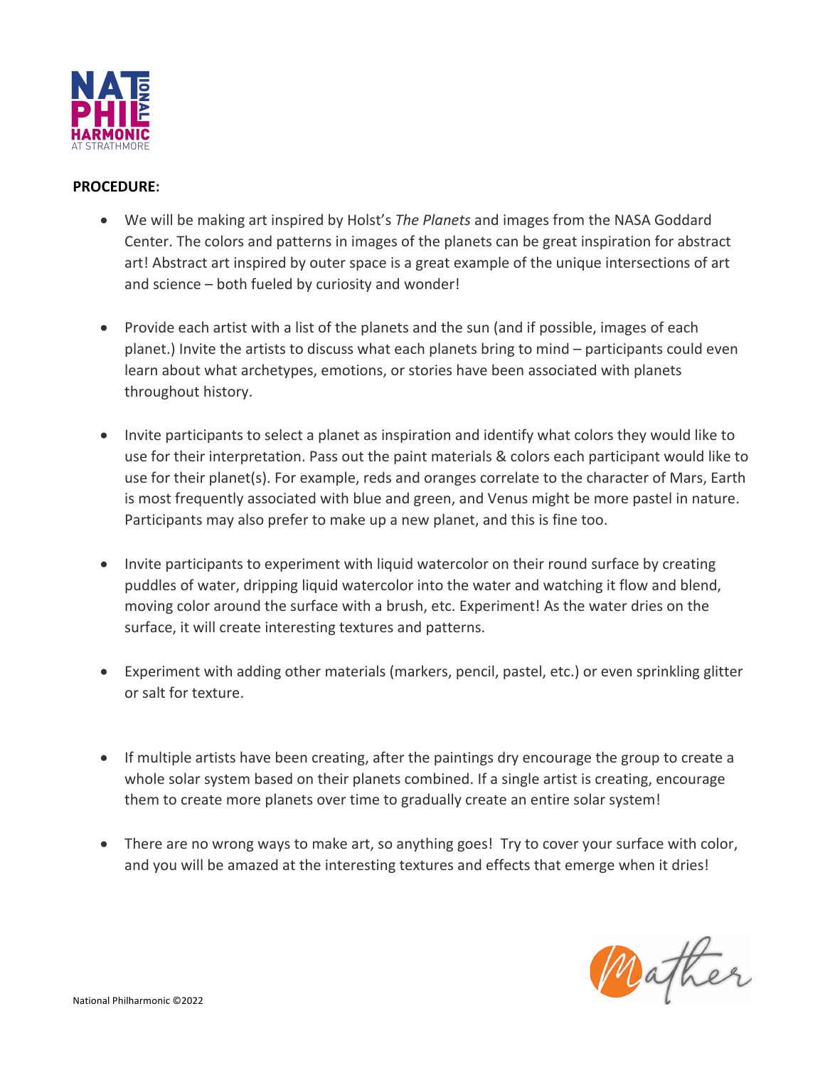**PROCEDURE:**

- We will be making art inspired by Holst's *The Planets* and images from the NASA Goddard Center. The colors and patterns in images of the planets can be great inspiration for abstract art! Abstract art inspired by outer space is a great example of the unique intersections of art and science – both fueled by curiosity and wonder!

- Provide each artist with a list of the planets and the sun (and if possible, images of each planet.) Invite the artists to discuss what each planets bring to mind – participants could even learn about what archetypes, emotions, or stories have been associated with planets throughout history.

- Invite participants to select a planet as inspiration and identify what colors they would like to use for their interpretation. Pass out the paint materials & colors each participant would like to use for their planet(s). For example, reds and oranges correlate to the character of Mars, Earth is most frequently associated with blue and green, and Venus might be more pastel in nature. Participants may also prefer to make up a new planet, and this is fine too.

- Invite participants to experiment with liquid watercolor on their round surface by creating puddles of water, dripping liquid watercolor into the water and watching it flow and blend, moving color around the surface with a brush, etc. Experiment! As the water dries on the surface, it will create interesting textures and patterns.

- Experiment with adding other materials (markers, pencil, pastel, etc.) or even sprinkling glitter or salt for texture.

- If multiple artists have been creating, after the paintings dry encourage the group to create a whole solar system based on their planets combined. If a single artist is creating, encourage them to create more planets over time to gradually create an entire solar system!

- There are no wrong ways to make art, so anything goes! Try to cover your surface with color, and you will be amazed at the interesting textures and effects that emerge when it dries!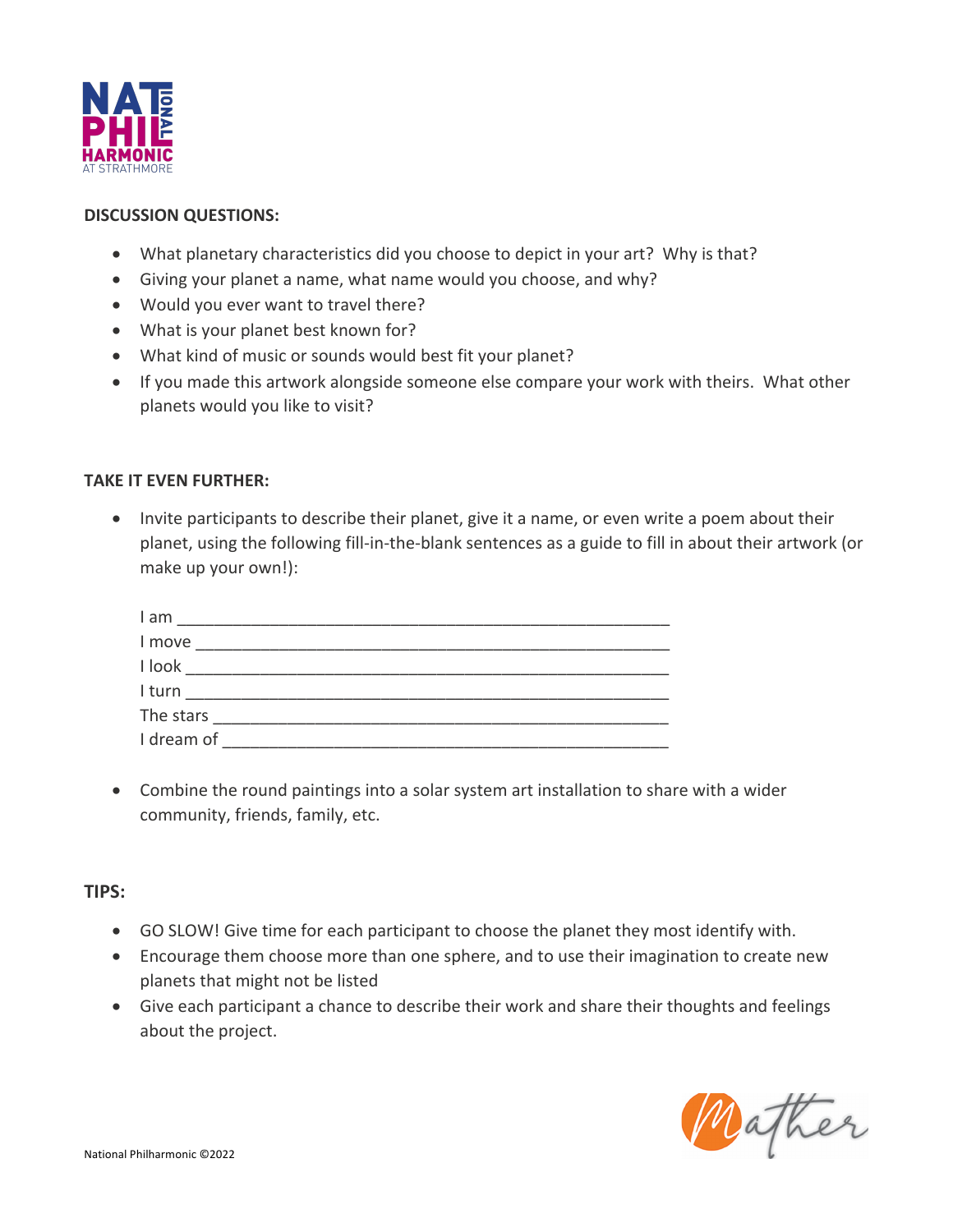**DISCUSSION QUESTIONS:**

- What planetary characteristics did you choose to depict in your art? Why is that?
- Giving your planet a name, what name would you choose, and why?
- Would you ever want to travel there?
- What is your planet best known for?
- What kind of music or sounds would best fit your planet?
- If you made this artwork alongside someone else compare your work with theirs. What other planets would you like to visit?

**TAKE IT EVEN FURTHER:**

- Invite participants to describe their planet, give it a name, or even write a poem about their planet, using the following fill-in-the-blank sentences as a guide to fill in about their artwork (or make up your own!):

  I am ______________________________________________________

  I move ____________________________________________________

  I look _____________________________________________________

  I turn _____________________________________________________

  The stars __________________________________________________

  I dream of _________________________________________________

- Combine the round paintings into a solar system art installation to share with a wider community, friends, family, etc.

**TIPS:**

- GO SLOW! Give time for each participant to choose the planet they most identify with.
- Encourage them choose more than one sphere, and to use their imagination to create new planets that might not be listed
- Give each participant a chance to describe their work and share their thoughts and feelings about the project.

National Philharmonic ©2022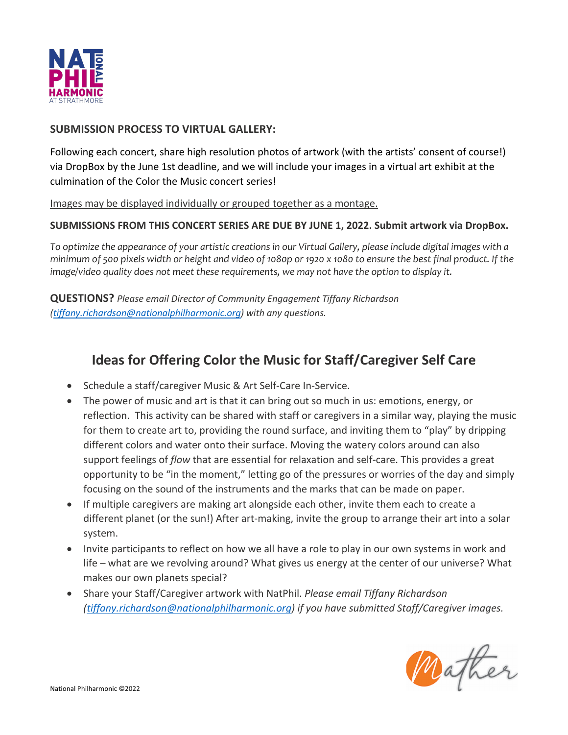**SUBMISSION PROCESS TO VIRTUAL GALLERY:**

Following each concert, share high resolution photos of artwork (with the artists' consent of course!) via DropBox by the June 1st deadline, and we will include your images in a virtual art exhibit at the culmination of the Color the Music concert series!

Images may be displayed individually or grouped together as a montage.

**SUBMISSIONS FROM THIS CONCERT SERIES ARE DUE BY JUNE 1, 2022. Submit artwork via DropBox.**

*To optimize the appearance of your artistic creations in our Virtual Gallery, please include digital images with a minimum of 500 pixels width or height and video of 1080p or 1920 x 1080 to ensure the best final product. If the image/video quality does not meet these requirements, we may not have the option to display it.*

**QUESTIONS?** *Please email Director of Community Engagement Tiffany Richardson (tiffany.richardson@nationalphilharmonic.org) with any questions.*

## Ideas for Offering Color the Music for Staff/Caregiver Self Care

- Schedule a staff/caregiver Music & Art Self-Care In-Service.
- The power of music and art is that it can bring out so much in us: emotions, energy, or reflection. This activity can be shared with staff or caregivers in a similar way, playing the music for them to create art to, providing the round surface, and inviting them to "play" by dripping different colors and water onto their surface. Moving the watery colors around can also support feelings of *flow* that are essential for relaxation and self-care. This provides a great opportunity to be "in the moment," letting go of the pressures or worries of the day and simply focusing on the sound of the instruments and the marks that can be made on paper.
- If multiple caregivers are making art alongside each other, invite them each to create a different planet (or the sun!) After art-making, invite the group to arrange their art into a solar system.
- Invite participants to reflect on how we all have a role to play in our own systems in work and life – what are we revolving around? What gives us energy at the center of our universe? What makes our own planets special?
- Share your Staff/Caregiver artwork with NatPhil. *Please email Tiffany Richardson (tiffany.richardson@nationalphilharmonic.org) if you have submitted Staff/Caregiver images.*

National Philharmonic ©2022